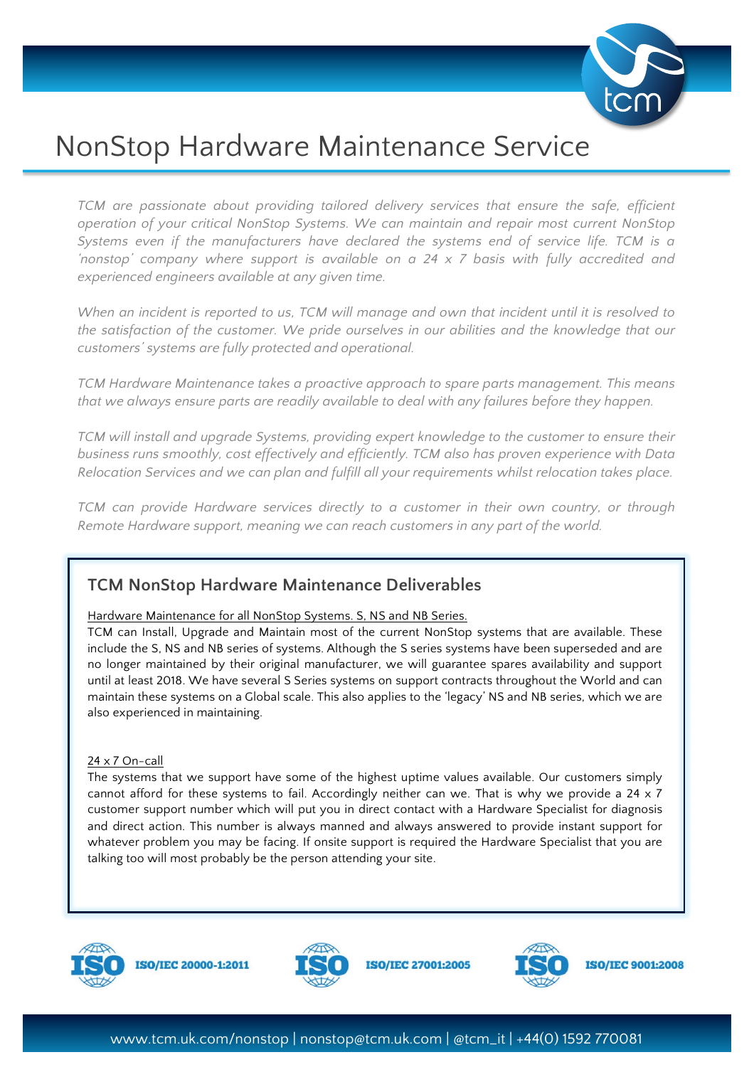# NonStop Hardware Maintenance Service

*TCM are passionate about providing tailored delivery services that ensure the safe, efficient operation of your critical NonStop Systems. We can maintain and repair most current NonStop Systems even if the manufacturers have declared the systems end of service life. TCM is a 'nonstop' company where support is available on a 24 x 7 basis with fully accredited and experienced engineers available at any given time.*

*When an incident is reported to us, TCM will manage and own that incident until it is resolved to the satisfaction of the customer. We pride ourselves in our abilities and the knowledge that our customers' systems are fully protected and operational.*

*TCM Hardware Maintenance takes a proactive approach to spare parts management. This means that we always ensure parts are readily available to deal with any failures before they happen.*

*TCM will install and upgrade Systems, providing expert knowledge to the customer to ensure their business runs smoothly, cost effectively and efficiently. TCM also has proven experience with Data Relocation Services and we can plan and fulfill all your requirements whilst relocation takes place.*

*TCM can provide Hardware services directly to a customer in their own country, or through Remote Hardware support, meaning we can reach customers in any part of the world.*

## TCM NonStop Hardware Maintenance Deliverables

Hardware Maintenance for all NonStop Systems. S, NS and NB Series.

TCM can Install, Upgrade and Maintain most of the current NonStop systems that are available. These include the S, NS and NB series of systems. Although the S series systems have been superseded and are no longer maintained by their original manufacturer, we will guarantee spares availability and support until at least 2018. We have several S Series systems on support contracts throughout the World and can maintain these systems on a Global scale. This also applies to the 'legacy' NS and NB series, which we are also experienced in maintaining.

24 x 7 On-call

The systems that we support have some of the highest uptime values available. Our customers simply cannot afford for these systems to fail. Accordingly neither can we. That is why we provide a 24 x 7 customer support number which will put you in direct contact with a Hardware Specialist for diagnosis and direct action. This number is always manned and always answered to provide instant support for whatever problem you may be facing. If onsite support is required the Hardware Specialist that you are talking too will most probably be the person attending your site.

ISO/IEC 20000-1:2011 ISO/IEC 27001:2005 ISO/IEC 9001:2008

www.tcm.uk.com/nonstop | nonstop@tcm.uk.com | @tcm_it | +44(0) 1592 770081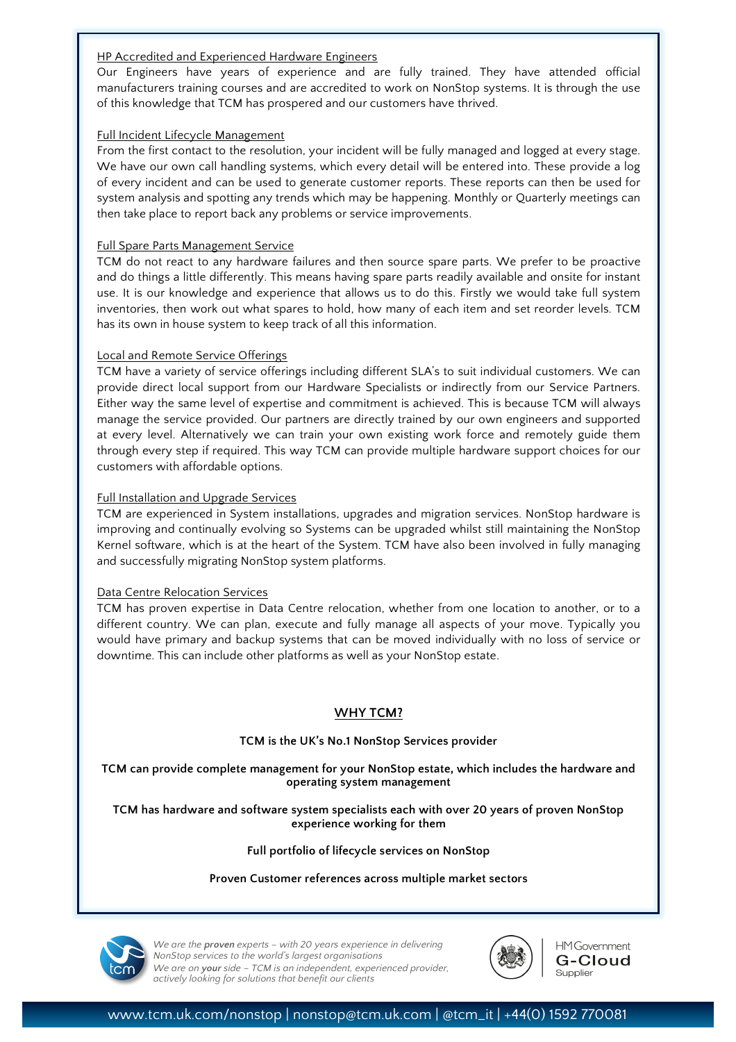### HP Accredited and Experienced Hardware Engineers

Our Engineers have years of experience and are fully trained. They have attended official manufacturers training courses and are accredited to work on NonStop systems. It is through the use of this knowledge that TCM has prospered and our customers have thrived.

### Full Incident Lifecycle Management

From the first contact to the resolution, your incident will be fully managed and logged at every stage. We have our own call handling systems, which every detail will be entered into. These provide a log of every incident and can be used to generate customer reports. These reports can then be used for system analysis and spotting any trends which may be happening. Monthly or Quarterly meetings can then take place to report back any problems or service improvements.

### Full Spare Parts Management Service

TCM do not react to any hardware failures and then source spare parts. We prefer to be proactive and do things a little differently. This means having spare parts readily available and onsite for instant use. It is our knowledge and experience that allows us to do this. Firstly we would take full system inventories, then work out what spares to hold, how many of each item and set reorder levels. TCM has its own in house system to keep track of all this information.

### Local and Remote Service Offerings

TCM have a variety of service offerings including different SLA's to suit individual customers. We can provide direct local support from our Hardware Specialists or indirectly from our Service Partners. Either way the same level of expertise and commitment is achieved. This is because TCM will always manage the service provided. Our partners are directly trained by our own engineers and supported at every level. Alternatively we can train your own existing work force and remotely guide them through every step if required. This way TCM can provide multiple hardware support choices for our customers with affordable options.

### Full Installation and Upgrade Services

TCM are experienced in System installations, upgrades and migration services. NonStop hardware is improving and continually evolving so Systems can be upgraded whilst still maintaining the NonStop Kernel software, which is at the heart of the System. TCM have also been involved in fully managing and successfully migrating NonStop system platforms.

### Data Centre Relocation Services

TCM has proven expertise in Data Centre relocation, whether from one location to another, or to a different country. We can plan, execute and fully manage all aspects of your move. Typically you would have primary and backup systems that can be moved individually with no loss of service or downtime. This can include other platforms as well as your NonStop estate.

## WHY TCM?

**TCM is the UK's No.1 NonStop Services provider**

**TCM can provide complete management for your NonStop estate, which includes the hardware and operating system management**

**TCM has hardware and software system specialists each with over 20 years of proven NonStop experience working for them**

**Full portfolio of lifecycle services on NonStop**

**Proven Customer references across multiple market sectors**

*We are the **proven** experts – with 20 years experience in delivering NonStop services to the world's largest organisations*
*We are on **your** side – TCM is an independent, experienced provider, actively looking for solutions that benefit our clients*

HM Government G-Cloud Supplier

www.tcm.uk.com/nonstop | nonstop@tcm.uk.com | @tcm_it | +44(0) 1592 770081